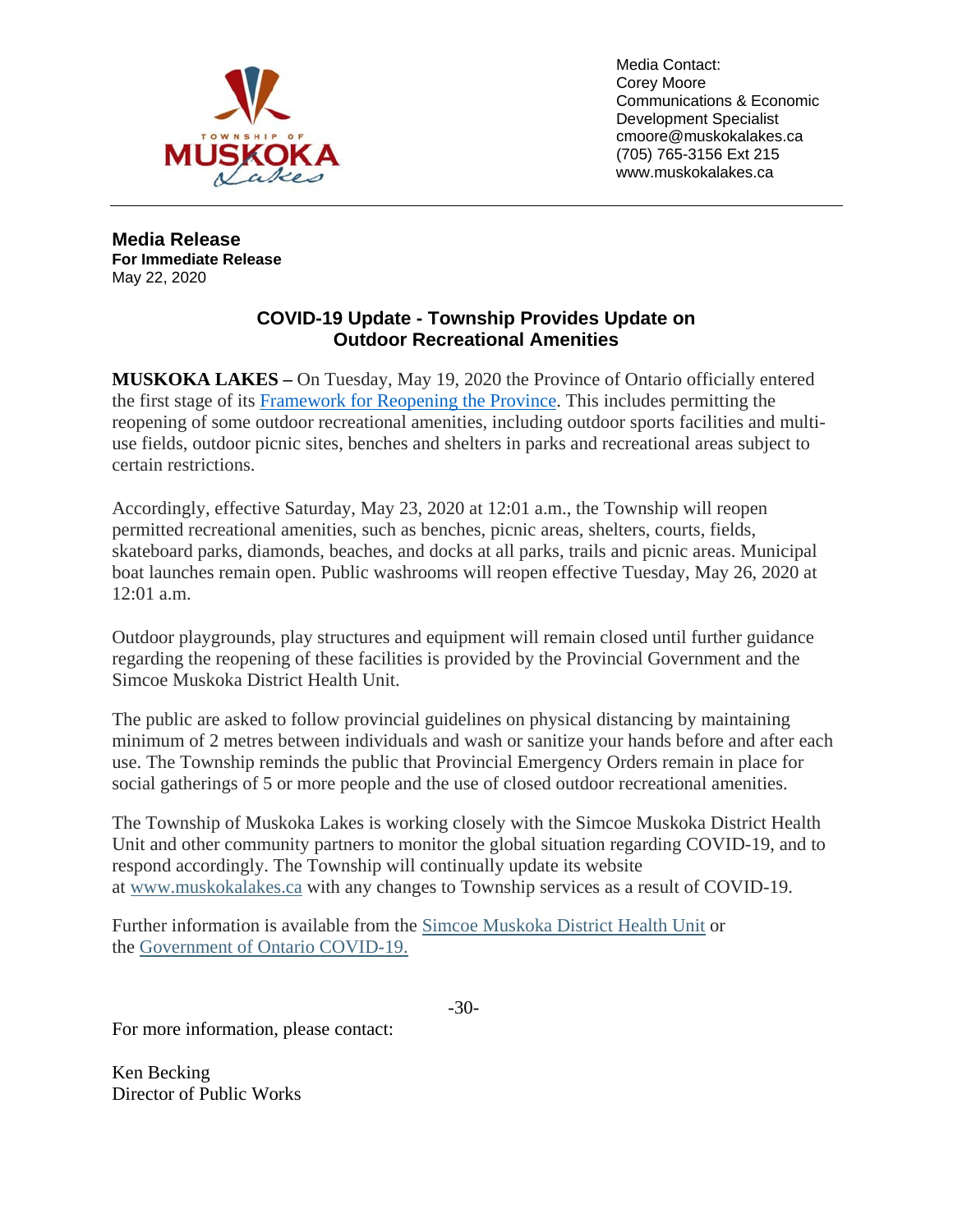TOWNSHIP OF MUSKOKA Lakes

Media Contact:
Corey Moore
Communications & Economic Development Specialist
cmoore@muskokalakes.ca
(705) 765-3156 Ext 215
www.muskokalakes.ca

---

**Media Release**
**For Immediate Release**
May 22, 2020

## COVID-19 Update - Township Provides Update on Outdoor Recreational Amenities

**MUSKOKA LAKES –** On Tuesday, May 19, 2020 the Province of Ontario officially entered the first stage of its Framework for Reopening the Province. This includes permitting the reopening of some outdoor recreational amenities, including outdoor sports facilities and multi-use fields, outdoor picnic sites, benches and shelters in parks and recreational areas subject to certain restrictions.

Accordingly, effective Saturday, May 23, 2020 at 12:01 a.m., the Township will reopen permitted recreational amenities, such as benches, picnic areas, shelters, courts, fields, skateboard parks, diamonds, beaches, and docks at all parks, trails and picnic areas. Municipal boat launches remain open. Public washrooms will reopen effective Tuesday, May 26, 2020 at 12:01 a.m.

Outdoor playgrounds, play structures and equipment will remain closed until further guidance regarding the reopening of these facilities is provided by the Provincial Government and the Simcoe Muskoka District Health Unit.

The public are asked to follow provincial guidelines on physical distancing by maintaining minimum of 2 metres between individuals and wash or sanitize your hands before and after each use. The Township reminds the public that Provincial Emergency Orders remain in place for social gatherings of 5 or more people and the use of closed outdoor recreational amenities.

The Township of Muskoka Lakes is working closely with the Simcoe Muskoka District Health Unit and other community partners to monitor the global situation regarding COVID-19, and to respond accordingly. The Township will continually update its website at www.muskokalakes.ca with any changes to Township services as a result of COVID-19.

Further information is available from the Simcoe Muskoka District Health Unit or the Government of Ontario COVID-19.

-30-

For more information, please contact:

Ken Becking
Director of Public Works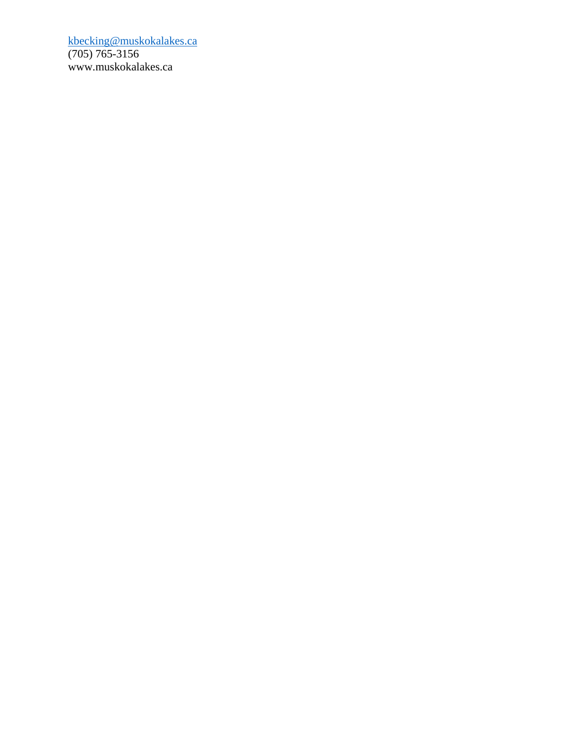kbecking@muskokalakes.ca
(705) 765-3156
www.muskokalakes.ca